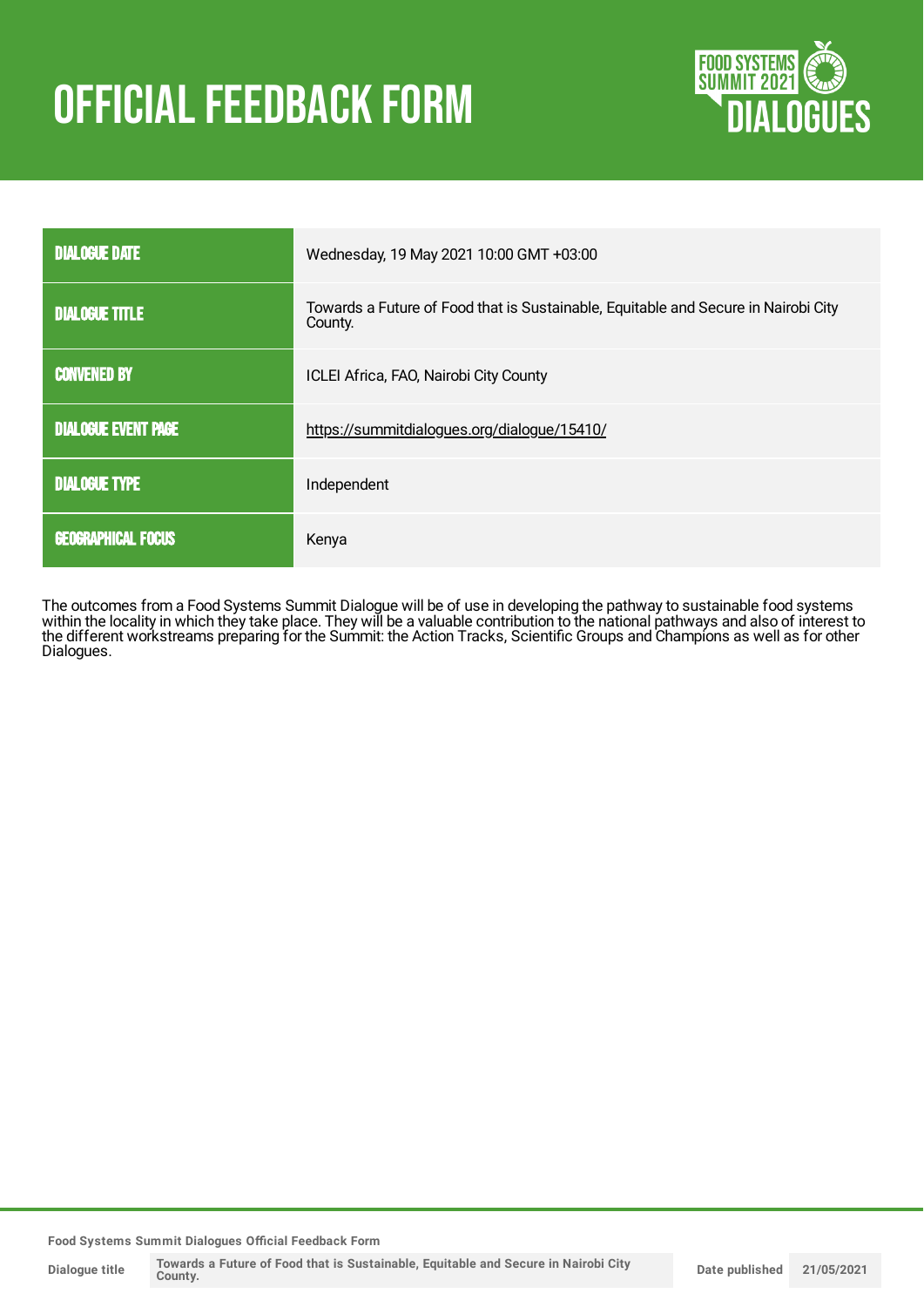# OFFICIAL FEEDBACK FORM

| | |
|---|---|
| DIALOGUE DATE | Wednesday, 19 May 2021 10:00 GMT +03:00 |
| DIALOGUE TITLE | Towards a Future of Food that is Sustainable, Equitable and Secure in Nairobi City County. |
| CONVENED BY | ICLEI Africa, FAO, Nairobi City County |
| DIALOGUE EVENT PAGE | https://summitdialogues.org/dialogue/15410/ |
| DIALOGUE TYPE | Independent |
| GEOGRAPHICAL FOCUS | Kenya |

The outcomes from a Food Systems Summit Dialogue will be of use in developing the pathway to sustainable food systems within the locality in which they take place. They will be a valuable contribution to the national pathways and also of interest to the different workstreams preparing for the Summit: the Action Tracks, Scientific Groups and Champions as well as for other Dialogues.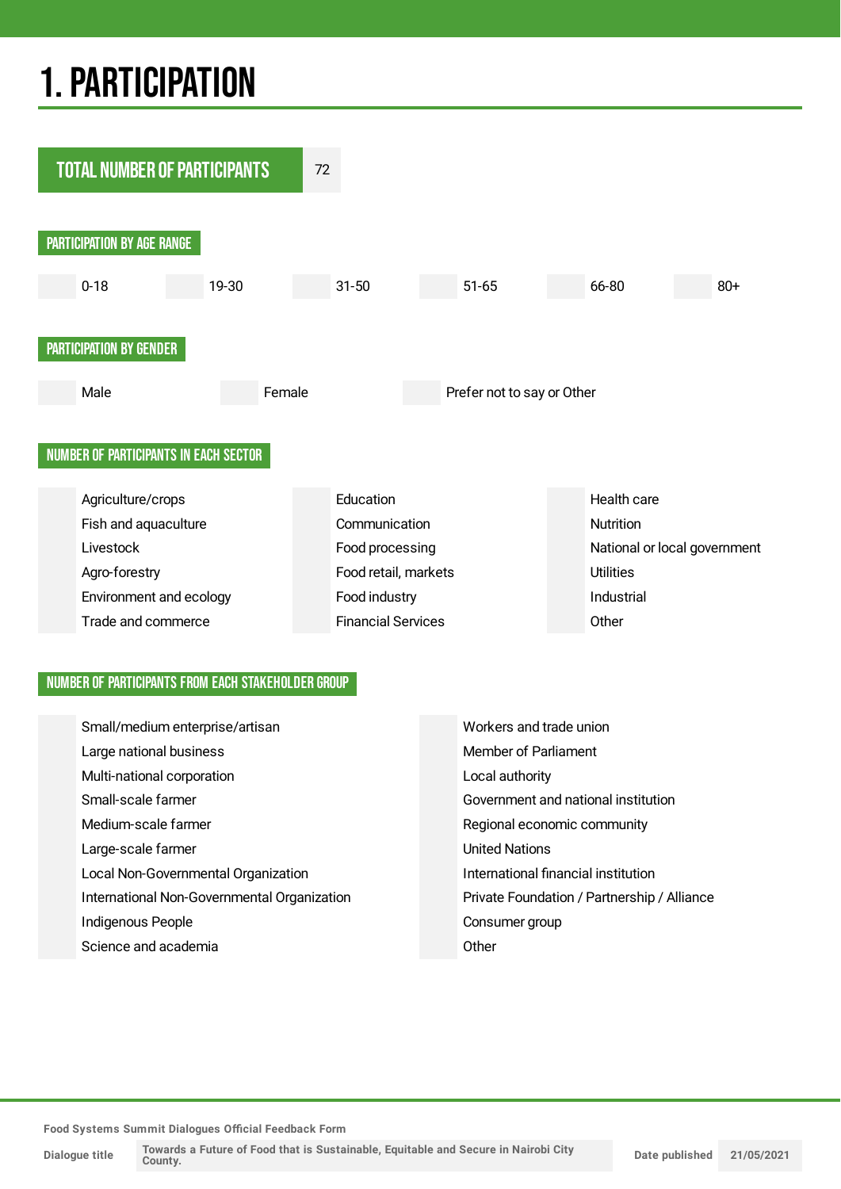# 1. PARTICIPATION

| TOTAL NUMBER OF PARTICIPANTS | 72 |
|---|---|

## PARTICIPATION BY AGE RANGE

| | 0-18 | | 19-30 | | 31-50 | | 51-65 | | 66-80 | | 80+ |
|---|---|---|---|---|---|---|---|---|---|---|---|

## PARTICIPATION BY GENDER

| | Male | | Female | | Prefer not to say or Other |
|---|---|---|---|---|---|

## NUMBER OF PARTICIPANTS IN EACH SECTOR

| | | | | | |
|---|---|---|---|---|---|
| | Agriculture/crops | | Education | | Health care |
| | Fish and aquaculture | | Communication | | Nutrition |
| | Livestock | | Food processing | | National or local government |
| | Agro-forestry | | Food retail, markets | | Utilities |
| | Environment and ecology | | Food industry | | Industrial |
| | Trade and commerce | | Financial Services | | Other |

## NUMBER OF PARTICIPANTS FROM EACH STAKEHOLDER GROUP

| | | | |
|---|---|---|---|
| | Small/medium enterprise/artisan | | Workers and trade union |
| | Large national business | | Member of Parliament |
| | Multi-national corporation | | Local authority |
| | Small-scale farmer | | Government and national institution |
| | Medium-scale farmer | | Regional economic community |
| | Large-scale farmer | | United Nations |
| | Local Non-Governmental Organization | | International financial institution |
| | International Non-Governmental Organization | | Private Foundation / Partnership / Alliance |
| | Indigenous People | | Consumer group |
| | Science and academia | | Other |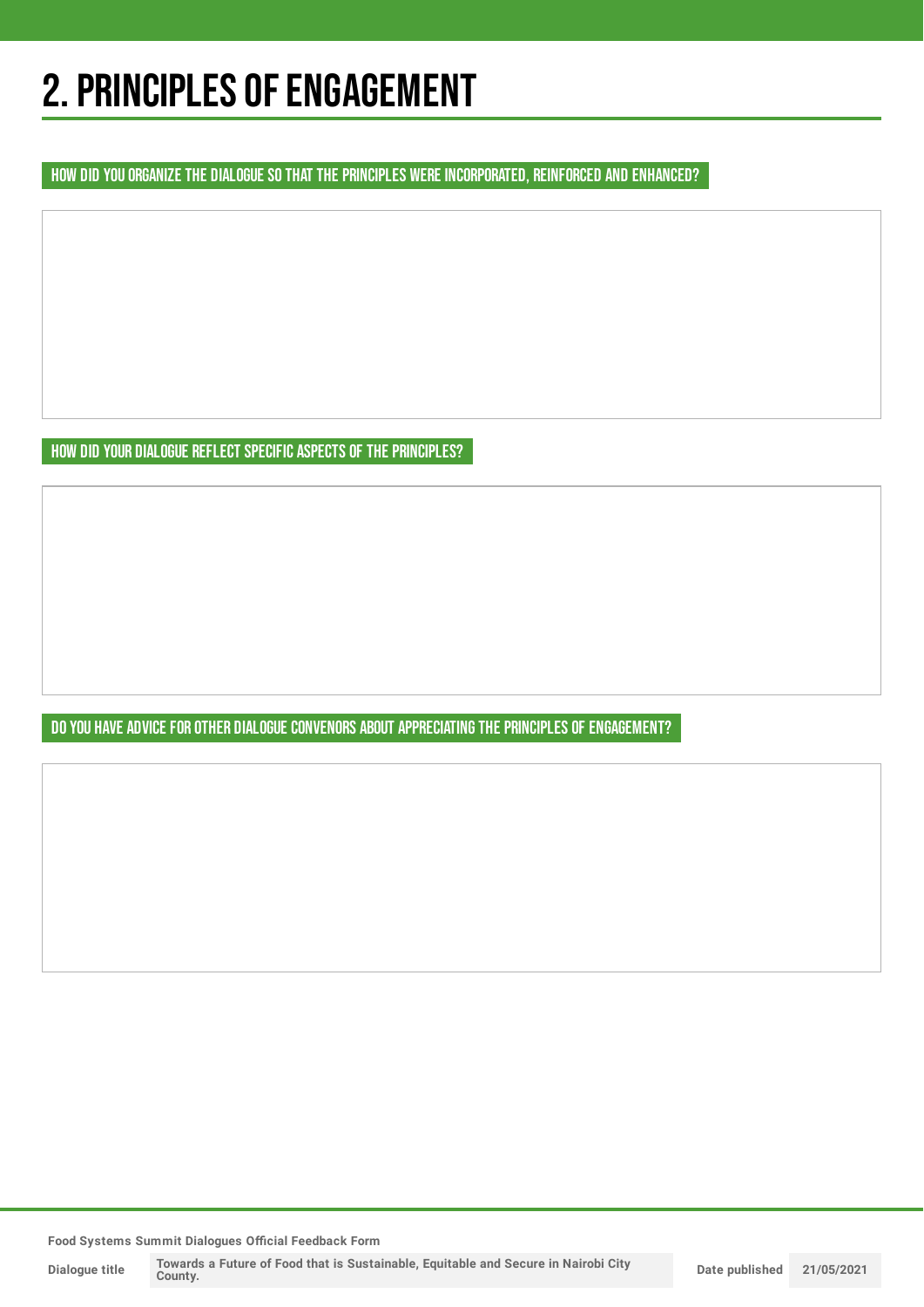# 2. PRINCIPLES OF ENGAGEMENT

## HOW DID YOU ORGANIZE THE DIALOGUE SO THAT THE PRINCIPLES WERE INCORPORATED, REINFORCED AND ENHANCED?

## HOW DID YOUR DIALOGUE REFLECT SPECIFIC ASPECTS OF THE PRINCIPLES?

## DO YOU HAVE ADVICE FOR OTHER DIALOGUE CONVENORS ABOUT APPRECIATING THE PRINCIPLES OF ENGAGEMENT?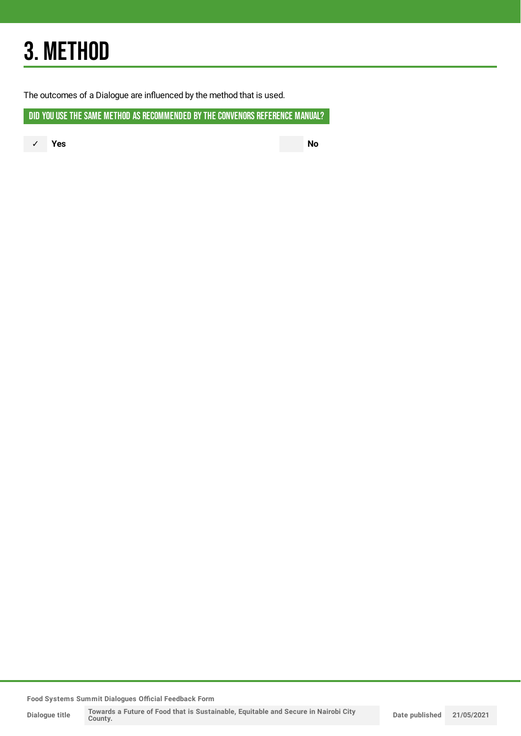# 3. METHOD

The outcomes of a Dialogue are influenced by the method that is used.

## DID YOU USE THE SAME METHOD AS RECOMMENDED BY THE CONVENORS REFERENCE MANUAL?

✓ **Yes**

**No**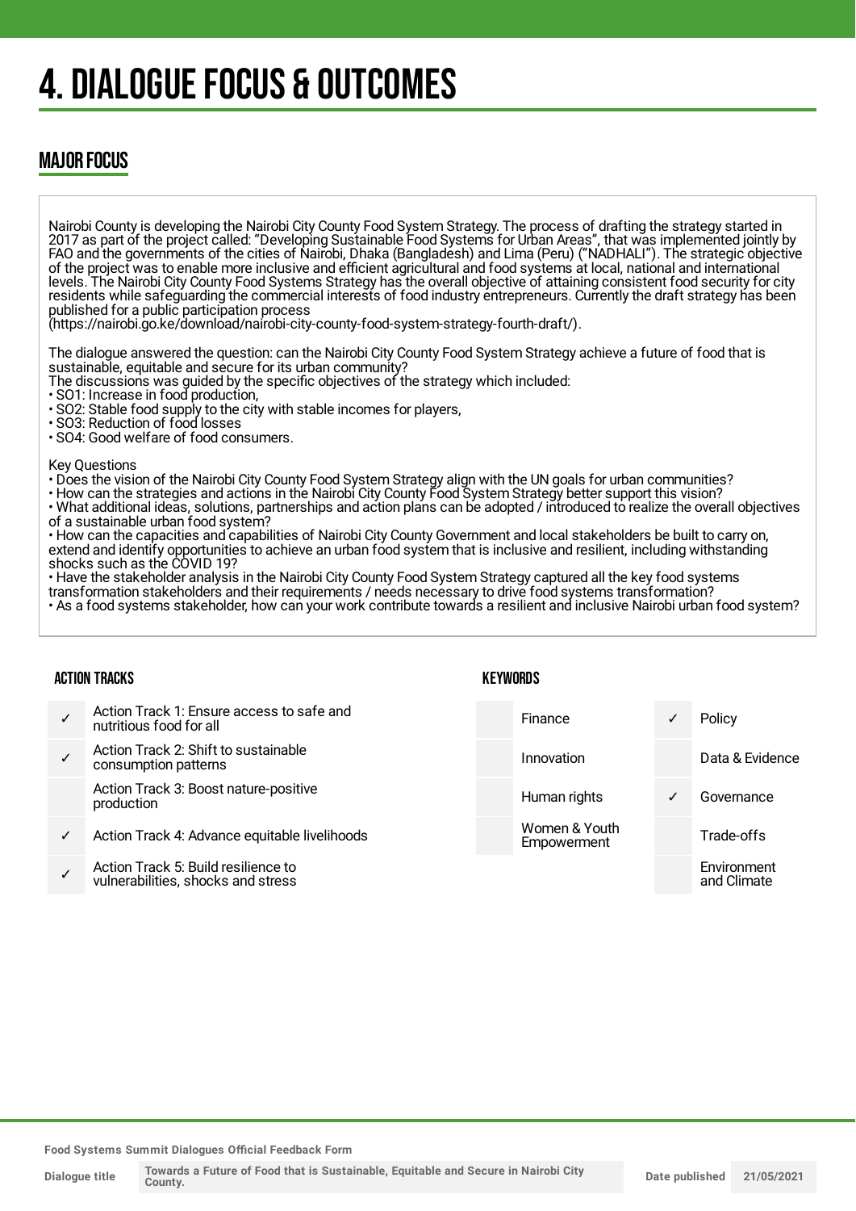# 4. DIALOGUE FOCUS & OUTCOMES

## MAJOR FOCUS

Nairobi County is developing the Nairobi City County Food System Strategy. The process of drafting the strategy started in 2017 as part of the project called: "Developing Sustainable Food Systems for Urban Areas", that was implemented jointly by FAO and the governments of the cities of Nairobi, Dhaka (Bangladesh) and Lima (Peru) ("NADHALI"). The strategic objective of the project was to enable more inclusive and efficient agricultural and food systems at local, national and international levels. The Nairobi City County Food Systems Strategy has the overall objective of attaining consistent food security for city residents while safeguarding the commercial interests of food industry entrepreneurs. Currently the draft strategy has been published for a public participation process (https://nairobi.go.ke/download/nairobi-city-county-food-system-strategy-fourth-draft/).

The dialogue answered the question: can the Nairobi City County Food System Strategy achieve a future of food that is sustainable, equitable and secure for its urban community?
The discussions was guided by the specific objectives of the strategy which included:
• SO1: Increase in food production,
• SO2: Stable food supply to the city with stable incomes for players,
• SO3: Reduction of food losses
• SO4: Good welfare of food consumers.

Key Questions
• Does the vision of the Nairobi City County Food System Strategy align with the UN goals for urban communities?
• How can the strategies and actions in the Nairobi City County Food System Strategy better support this vision?
• What additional ideas, solutions, partnerships and action plans can be adopted / introduced to realize the overall objectives of a sustainable urban food system?
• How can the capacities and capabilities of Nairobi City County Government and local stakeholders be built to carry on, extend and identify opportunities to achieve an urban food system that is inclusive and resilient, including withstanding shocks such as the COVID 19?
• Have the stakeholder analysis in the Nairobi City County Food System Strategy captured all the key food systems transformation stakeholders and their requirements / needs necessary to drive food systems transformation?
• As a food systems stakeholder, how can your work contribute towards a resilient and inclusive Nairobi urban food system?

### ACTION TRACKS

| | |
|---|---|
| ✓ | Action Track 1: Ensure access to safe and nutritious food for all |
| ✓ | Action Track 2: Shift to sustainable consumption patterns |
| | Action Track 3: Boost nature-positive production |
| ✓ | Action Track 4: Advance equitable livelihoods |
| ✓ | Action Track 5: Build resilience to vulnerabilities, shocks and stress |

### KEYWORDS

| | | | |
|---|---|---|---|
| | Finance | ✓ | Policy |
| | Innovation | | Data & Evidence |
| | Human rights | ✓ | Governance |
| | Women & Youth Empowerment | | Trade-offs |
| | | | Environment and Climate |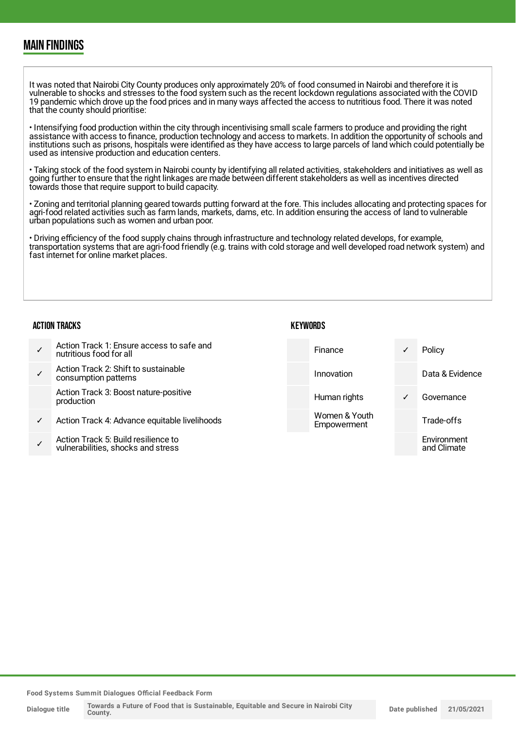## MAIN FINDINGS

It was noted that Nairobi City County produces only approximately 20% of food consumed in Nairobi and therefore it is vulnerable to shocks and stresses to the food system such as the recent lockdown regulations associated with the COVID 19 pandemic which drove up the food prices and in many ways affected the access to nutritious food. There it was noted that the county should prioritise:

• Intensifying food production within the city through incentivising small scale farmers to produce and providing the right assistance with access to finance, production technology and access to markets. In addition the opportunity of schools and institutions such as prisons, hospitals were identified as they have access to large parcels of land which could potentially be used as intensive production and education centers.

• Taking stock of the food system in Nairobi county by identifying all related activities, stakeholders and initiatives as well as going further to ensure that the right linkages are made between different stakeholders as well as incentives directed towards those that require support to build capacity.

• Zoning and territorial planning geared towards putting forward at the fore. This includes allocating and protecting spaces for agri-food related activities such as farm lands, markets, dams, etc. In addition ensuring the access of land to vulnerable urban populations such as women and urban poor.

• Driving efficiency of the food supply chains through infrastructure and technology related develops, for example, transportation systems that are agri-food friendly (e.g. trains with cold storage and well developed road network system) and fast internet for online market places.

### ACTION TRACKS

| | |
|---|---|
| ✓ | Action Track 1: Ensure access to safe and nutritious food for all |
| ✓ | Action Track 2: Shift to sustainable consumption patterns |
| | Action Track 3: Boost nature-positive production |
| ✓ | Action Track 4: Advance equitable livelihoods |
| ✓ | Action Track 5: Build resilience to vulnerabilities, shocks and stress |

### KEYWORDS

| | | | |
|---|---|---|---|
| | Finance | ✓ | Policy |
| | Innovation | | Data & Evidence |
| | Human rights | ✓ | Governance |
| | Women & Youth Empowerment | | Trade-offs |
| | | | Environment and Climate |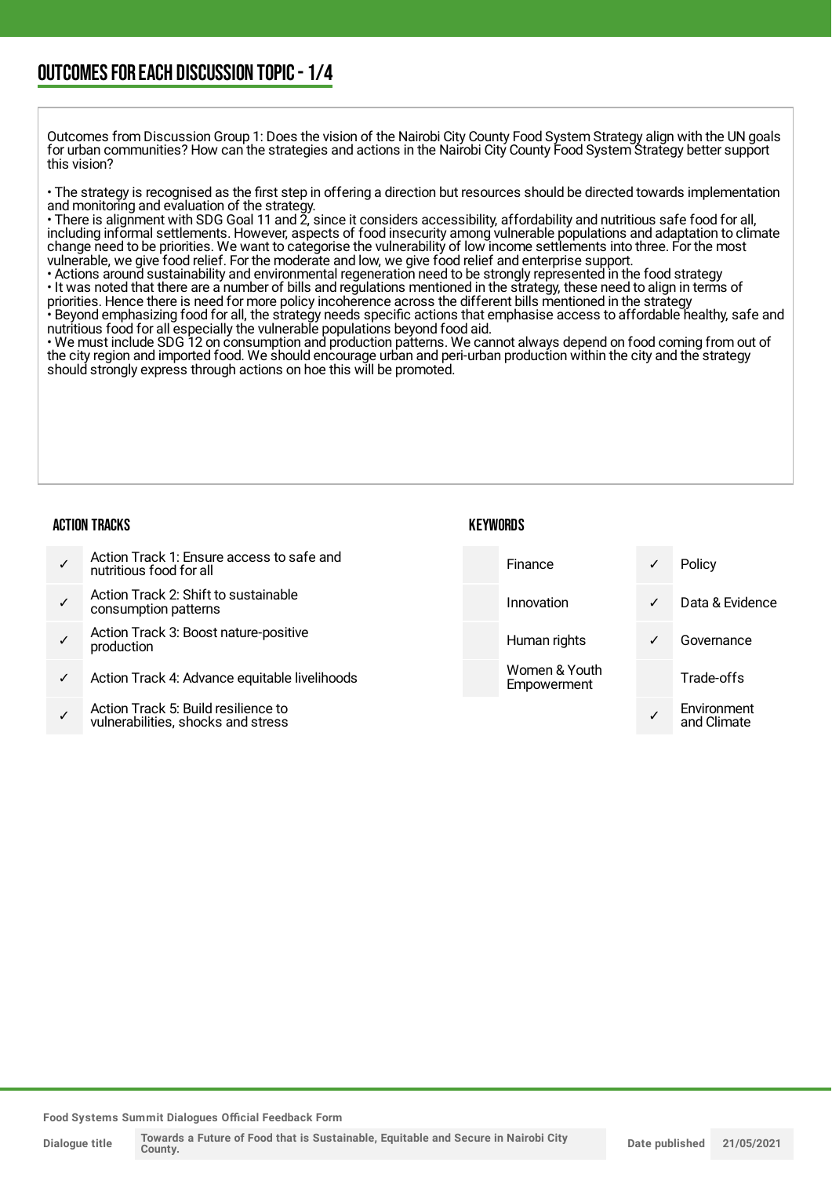## OUTCOMES FOR EACH DISCUSSION TOPIC - 1/4

Outcomes from Discussion Group 1: Does the vision of the Nairobi City County Food System Strategy align with the UN goals for urban communities? How can the strategies and actions in the Nairobi City County Food System Strategy better support this vision?

• The strategy is recognised as the first step in offering a direction but resources should be directed towards implementation and monitoring and evaluation of the strategy.
• There is alignment with SDG Goal 11 and 2, since it considers accessibility, affordability and nutritious safe food for all, including informal settlements. However, aspects of food insecurity among vulnerable populations and adaptation to climate change need to be priorities. We want to categorise the vulnerability of low income settlements into three. For the most vulnerable, we give food relief. For the moderate and low, we give food relief and enterprise support.
• Actions around sustainability and environmental regeneration need to be strongly represented in the food strategy
• It was noted that there are a number of bills and regulations mentioned in the strategy, these need to align in terms of priorities. Hence there is need for more policy incoherence across the different bills mentioned in the strategy
• Beyond emphasizing food for all, the strategy needs specific actions that emphasise access to affordable healthy, safe and nutritious food for all especially the vulnerable populations beyond food aid.
• We must include SDG 12 on consumption and production patterns. We cannot always depend on food coming from out of the city region and imported food. We should encourage urban and peri-urban production within the city and the strategy should strongly express through actions on hoe this will be promoted.

### ACTION TRACKS

| | |
|---|---|
| ✓ | Action Track 1: Ensure access to safe and nutritious food for all |
| ✓ | Action Track 2: Shift to sustainable consumption patterns |
| ✓ | Action Track 3: Boost nature-positive production |
| ✓ | Action Track 4: Advance equitable livelihoods |
| ✓ | Action Track 5: Build resilience to vulnerabilities, shocks and stress |

### KEYWORDS

| | | | |
|---|---|---|---|
| | Finance | ✓ | Policy |
| | Innovation | ✓ | Data & Evidence |
| | Human rights | ✓ | Governance |
| | Women & Youth Empowerment | | Trade-offs |
| | | ✓ | Environment and Climate |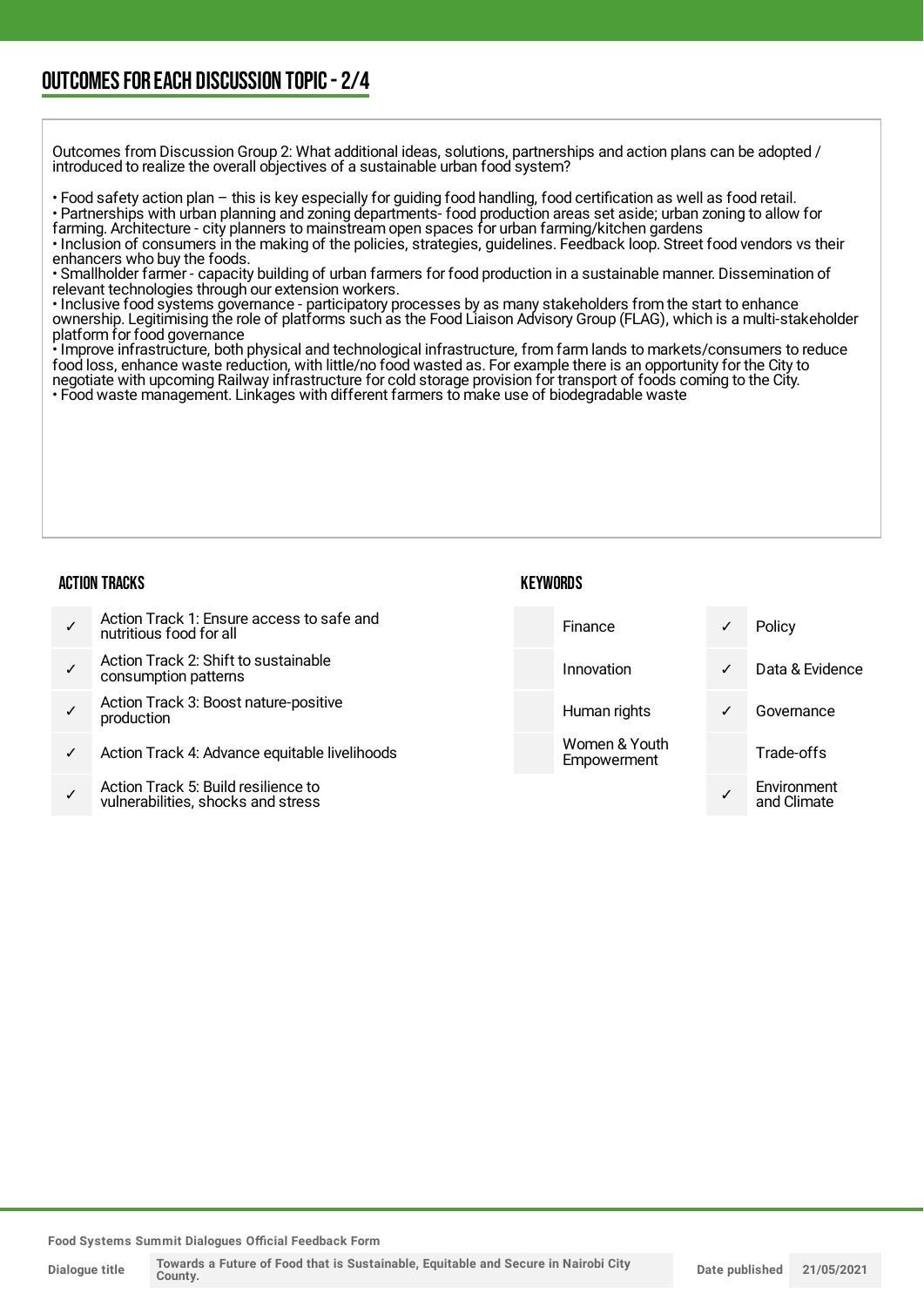## OUTCOMES FOR EACH DISCUSSION TOPIC - 2/4

Outcomes from Discussion Group 2: What additional ideas, solutions, partnerships and action plans can be adopted / introduced to realize the overall objectives of a sustainable urban food system?

- Food safety action plan – this is key especially for guiding food handling, food certification as well as food retail.
- Partnerships with urban planning and zoning departments- food production areas set aside; urban zoning to allow for farming. Architecture - city planners to mainstream open spaces for urban farming/kitchen gardens
- Inclusion of consumers in the making of the policies, strategies, guidelines. Feedback loop. Street food vendors vs their enhancers who buy the foods.
- Smallholder farmer - capacity building of urban farmers for food production in a sustainable manner. Dissemination of relevant technologies through our extension workers.
- Inclusive food systems governance - participatory processes by as many stakeholders from the start to enhance ownership. Legitimising the role of platforms such as the Food Liaison Advisory Group (FLAG), which is a multi-stakeholder platform for food governance
- Improve infrastructure, both physical and technological infrastructure, from farm lands to markets/consumers to reduce food loss, enhance waste reduction, with little/no food wasted as. For example there is an opportunity for the City to negotiate with upcoming Railway infrastructure for cold storage provision for transport of foods coming to the City.
- Food waste management. Linkages with different farmers to make use of biodegradable waste

### ACTION TRACKS

| | |
|---|---|
| ✓ | Action Track 1: Ensure access to safe and nutritious food for all |
| ✓ | Action Track 2: Shift to sustainable consumption patterns |
| ✓ | Action Track 3: Boost nature-positive production |
| ✓ | Action Track 4: Advance equitable livelihoods |
| ✓ | Action Track 5: Build resilience to vulnerabilities, shocks and stress |

### KEYWORDS

| | | | |
|---|---|---|---|
| | Finance | ✓ | Policy |
| | Innovation | ✓ | Data & Evidence |
| | Human rights | ✓ | Governance |
| | Women & Youth Empowerment | | Trade-offs |
| | | ✓ | Environment and Climate |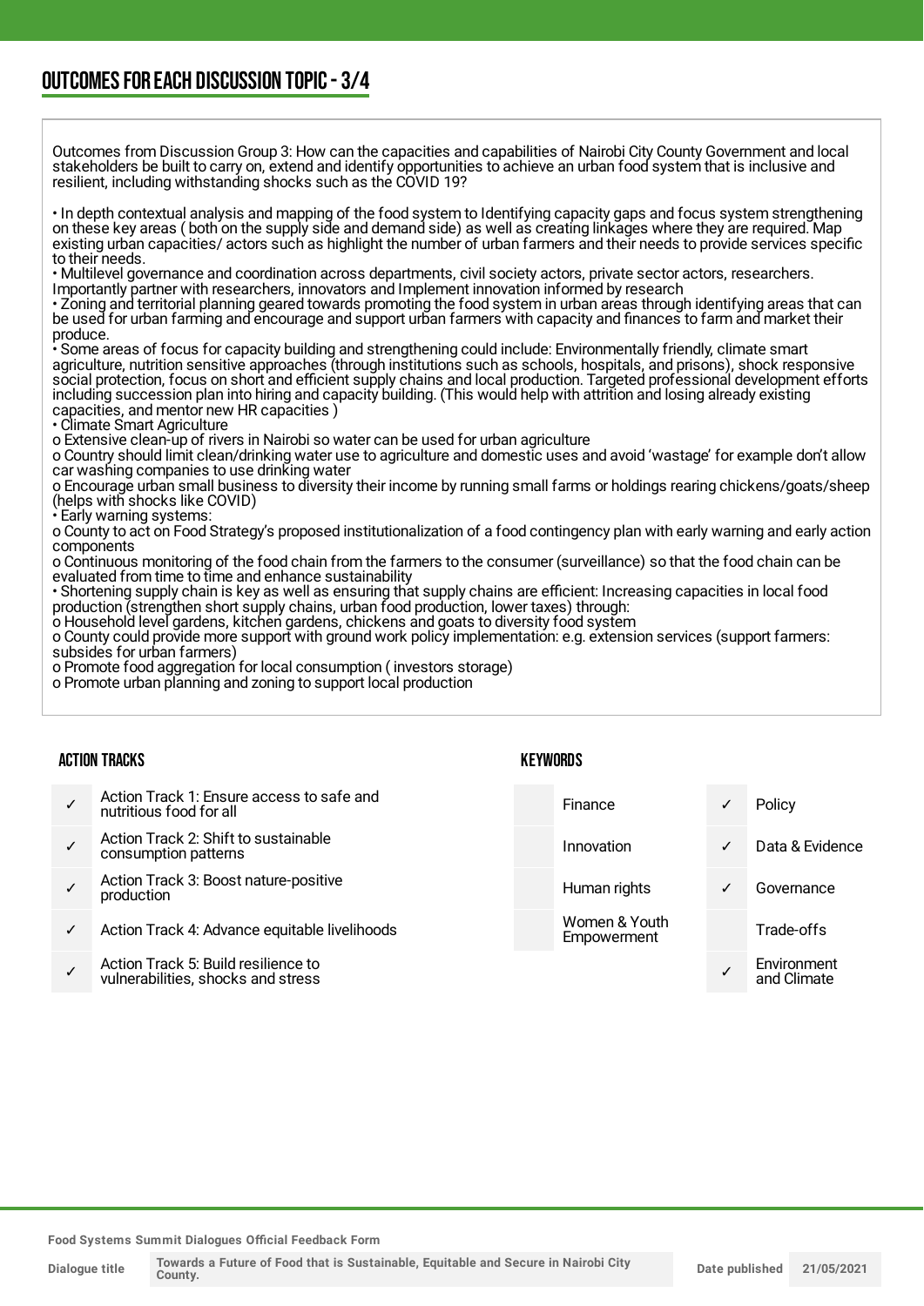## OUTCOMES FOR EACH DISCUSSION TOPIC - 3/4

Outcomes from Discussion Group 3: How can the capacities and capabilities of Nairobi City County Government and local stakeholders be built to carry on, extend and identify opportunities to achieve an urban food system that is inclusive and resilient, including withstanding shocks such as the COVID 19?

• In depth contextual analysis and mapping of the food system to Identifying capacity gaps and focus system strengthening on these key areas ( both on the supply side and demand side) as well as creating linkages where they are required. Map existing urban capacities/ actors such as highlight the number of urban farmers and their needs to provide services specific to their needs.
• Multilevel governance and coordination across departments, civil society actors, private sector actors, researchers. Importantly partner with researchers, innovators and Implement innovation informed by research
• Zoning and territorial planning geared towards promoting the food system in urban areas through identifying areas that can be used for urban farming and encourage and support urban farmers with capacity and finances to farm and market their produce.
• Some areas of focus for capacity building and strengthening could include: Environmentally friendly, climate smart agriculture, nutrition sensitive approaches (through institutions such as schools, hospitals, and prisons), shock responsive social protection, focus on short and efficient supply chains and local production. Targeted professional development efforts including succession plan into hiring and capacity building. (This would help with attrition and losing already existing capacities, and mentor new HR capacities )
• Climate Smart Agriculture
o Extensive clean-up of rivers in Nairobi so water can be used for urban agriculture
o Country should limit clean/drinking water use to agriculture and domestic uses and avoid 'wastage' for example don't allow car washing companies to use drinking water
o Encourage urban small business to diversity their income by running small farms or holdings rearing chickens/goats/sheep (helps with shocks like COVID)
• Early warning systems:
o County to act on Food Strategy's proposed institutionalization of a food contingency plan with early warning and early action components
o Continuous monitoring of the food chain from the farmers to the consumer (surveillance) so that the food chain can be evaluated from time to time and enhance sustainability
• Shortening supply chain is key as well as ensuring that supply chains are efficient: Increasing capacities in local food production (strengthen short supply chains, urban food production, lower taxes) through:
o Household level gardens, kitchen gardens, chickens and goats to diversity food system
o County could provide more support with ground work policy implementation: e.g. extension services (support farmers: subsides for urban farmers)
o Promote food aggregation for local consumption ( investors storage)
o Promote urban planning and zoning to support local production

### ACTION TRACKS

| | |
|---|---|
| ✓ | Action Track 1: Ensure access to safe and nutritious food for all |
| ✓ | Action Track 2: Shift to sustainable consumption patterns |
| ✓ | Action Track 3: Boost nature-positive production |
| ✓ | Action Track 4: Advance equitable livelihoods |
| ✓ | Action Track 5: Build resilience to vulnerabilities, shocks and stress |

### KEYWORDS

| | | | |
|---|---|---|---|
| | Finance | ✓ | Policy |
| | Innovation | ✓ | Data & Evidence |
| | Human rights | ✓ | Governance |
| | Women & Youth Empowerment | | Trade-offs |
| | | ✓ | Environment and Climate |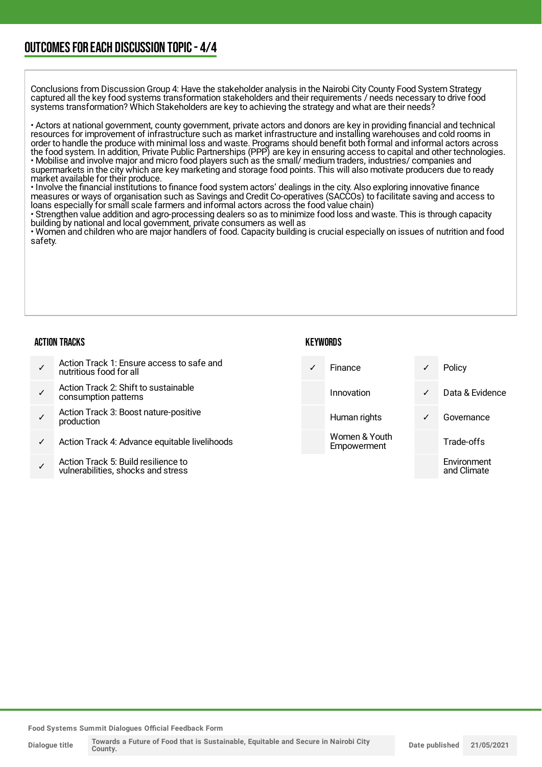## OUTCOMES FOR EACH DISCUSSION TOPIC - 4/4

Conclusions from Discussion Group 4: Have the stakeholder analysis in the Nairobi City County Food System Strategy captured all the key food systems transformation stakeholders and their requirements / needs necessary to drive food systems transformation? Which Stakeholders are key to achieving the strategy and what are their needs?

• Actors at national government, county government, private actors and donors are key in providing financial and technical resources for improvement of infrastructure such as market infrastructure and installing warehouses and cold rooms in order to handle the produce with minimal loss and waste. Programs should benefit both formal and informal actors across the food system. In addition, Private Public Partnerships (PPP) are key in ensuring access to capital and other technologies.
• Mobilise and involve major and micro food players such as the small/ medium traders, industries/ companies and supermarkets in the city which are key marketing and storage food points. This will also motivate producers due to ready market available for their produce.
• Involve the financial institutions to finance food system actors' dealings in the city. Also exploring innovative finance measures or ways of organisation such as Savings and Credit Co-operatives (SACCOs) to facilitate saving and access to loans especially for small scale farmers and informal actors across the food value chain)
• Strengthen value addition and agro-processing dealers so as to minimize food loss and waste. This is through capacity building by national and local government, private consumers as well as
• Women and children who are major handlers of food. Capacity building is crucial especially on issues of nutrition and food safety.

### ACTION TRACKS

| | |
|---|---|
| ✓ | Action Track 1: Ensure access to safe and nutritious food for all |
| ✓ | Action Track 2: Shift to sustainable consumption patterns |
| ✓ | Action Track 3: Boost nature-positive production |
| ✓ | Action Track 4: Advance equitable livelihoods |
| ✓ | Action Track 5: Build resilience to vulnerabilities, shocks and stress |

### KEYWORDS

| | | | |
|---|---|---|---|
| ✓ | Finance | ✓ | Policy |
| | Innovation | ✓ | Data & Evidence |
| | Human rights | ✓ | Governance |
| | Women & Youth Empowerment | | Trade-offs |
| | | | Environment and Climate |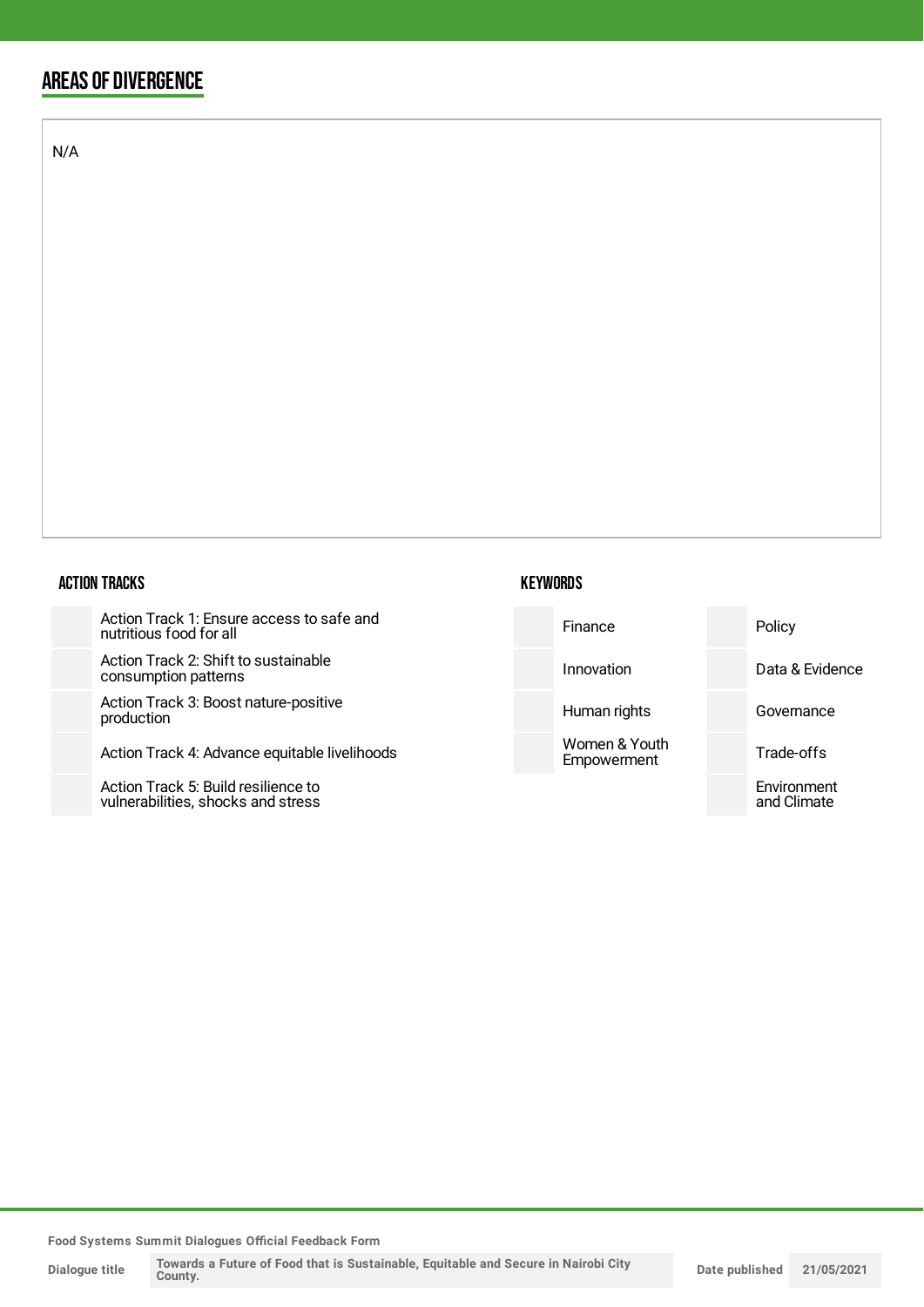## AREAS OF DIVERGENCE

N/A

### ACTION TRACKS

| | |
|---|---|
| | Action Track 1: Ensure access to safe and nutritious food for all |
| | Action Track 2: Shift to sustainable consumption patterns |
| | Action Track 3: Boost nature-positive production |
| | Action Track 4: Advance equitable livelihoods |
| | Action Track 5: Build resilience to vulnerabilities, shocks and stress |

### KEYWORDS

| | | | |
|---|---|---|---|
| | Finance | | Policy |
| | Innovation | | Data & Evidence |
| | Human rights | | Governance |
| | Women & Youth Empowerment | | Trade-offs |
| | | | Environment and Climate |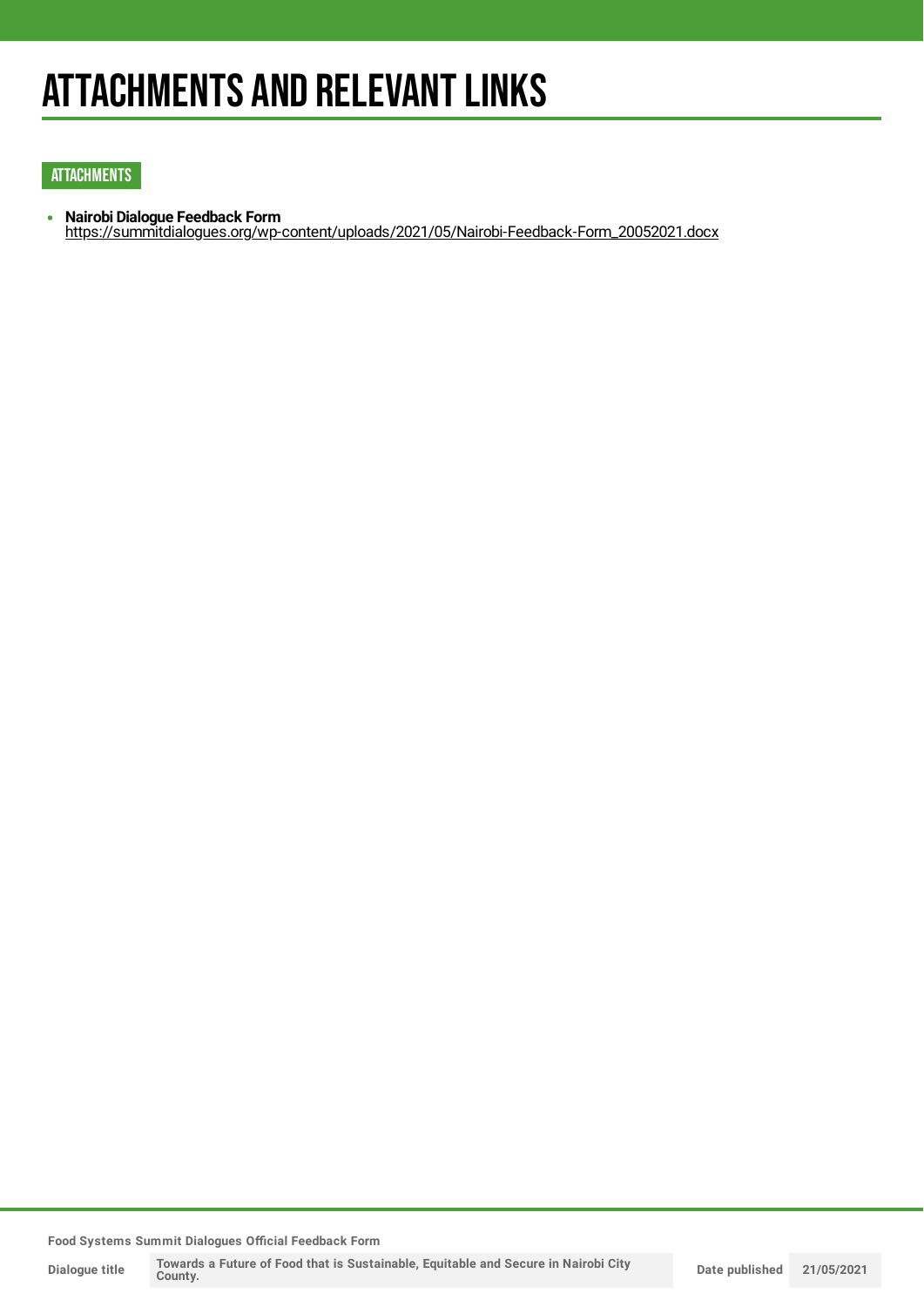# ATTACHMENTS AND RELEVANT LINKS

## ATTACHMENTS

- **Nairobi Dialogue Feedback Form**
  https://summitdialogues.org/wp-content/uploads/2021/05/Nairobi-Feedback-Form_20052021.docx